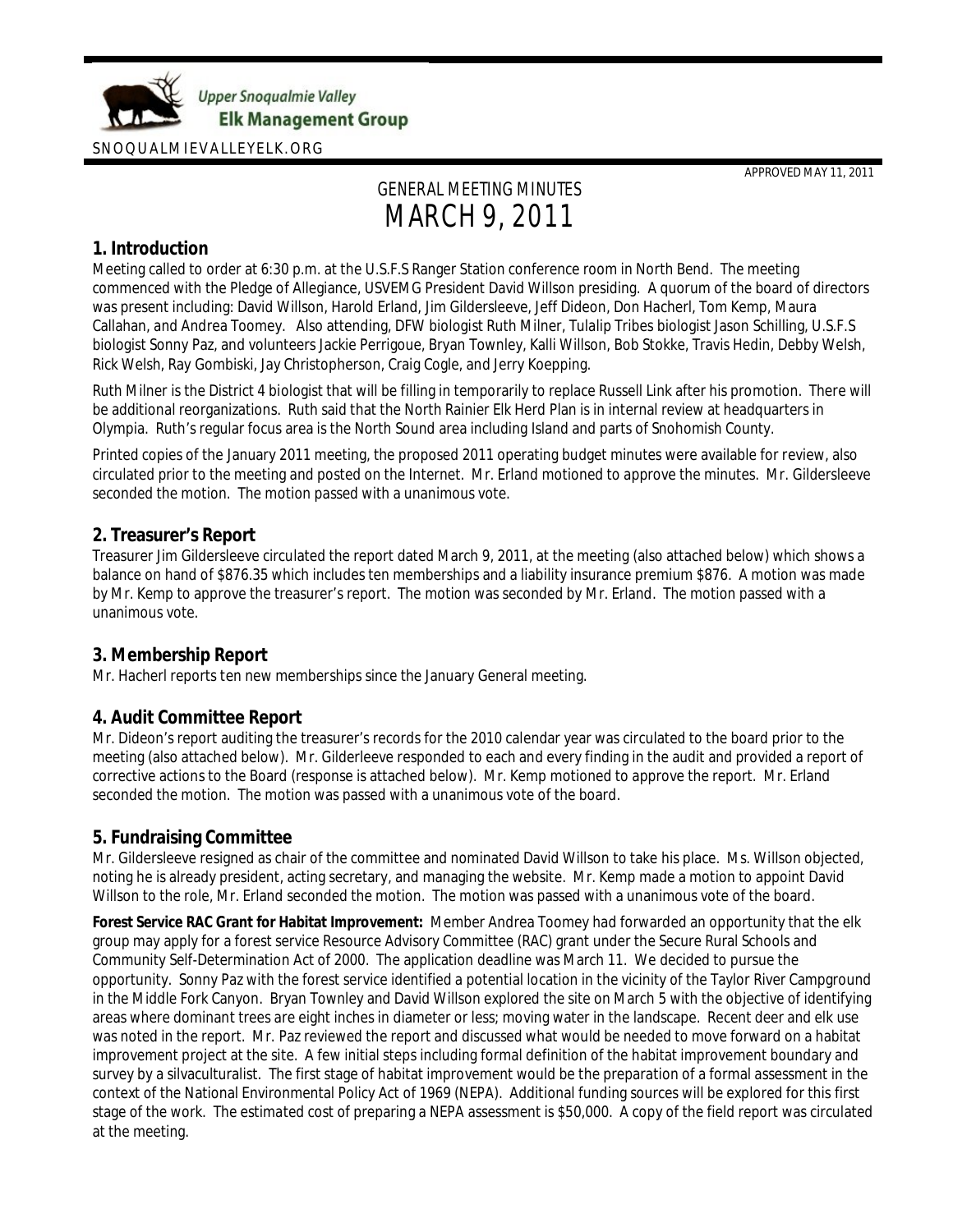Upper Snoqualmie Valley
**Elk Management Group**

SNOQUALMIEVALLEYELK.ORG

APPROVED MAY 11, 2011

# GENERAL MEETING MINUTES
# MARCH 9, 2011

## 1. Introduction

Meeting called to order at 6:30 p.m. at the U.S.F.S Ranger Station conference room in North Bend. The meeting commenced with the Pledge of Allegiance, USVEMG President David Willson presiding. A quorum of the board of directors was present including: David Willson, Harold Erland, Jim Gildersleeve, Jeff Dideon, Don Hacherl, Tom Kemp, Maura Callahan, and Andrea Toomey. Also attending, DFW biologist Ruth Milner, Tulalip Tribes biologist Jason Schilling, U.S.F.S biologist Sonny Paz, and volunteers Jackie Perrigoue, Bryan Townley, Kalli Willson, Bob Stokke, Travis Hedin, Debby Welsh, Rick Welsh, Ray Gombiski, Jay Christopherson, Craig Cogle, and Jerry Koepping.

Ruth Milner is the District 4 biologist that will be filling in temporarily to replace Russell Link after his promotion. There will be additional reorganizations. Ruth said that the North Rainier Elk Herd Plan is in internal review at headquarters in Olympia. Ruth's regular focus area is the North Sound area including Island and parts of Snohomish County.

Printed copies of the January 2011 meeting, the proposed 2011 operating budget minutes were available for review, also circulated prior to the meeting and posted on the Internet. Mr. Erland motioned to approve the minutes. Mr. Gildersleeve seconded the motion. The motion passed with a unanimous vote.

## 2. Treasurer's Report

Treasurer Jim Gildersleeve circulated the report dated March 9, 2011, at the meeting (also attached below) which shows a balance on hand of $876.35 which includes ten memberships and a liability insurance premium $876. A motion was made by Mr. Kemp to approve the treasurer's report. The motion was seconded by Mr. Erland. The motion passed with a unanimous vote.

## 3. Membership Report

Mr. Hacherl reports ten new memberships since the January General meeting.

## 4. Audit Committee Report

Mr. Dideon's report auditing the treasurer's records for the 2010 calendar year was circulated to the board prior to the meeting (also attached below). Mr. Gilderleeve responded to each and every finding in the audit and provided a report of corrective actions to the Board (response is attached below). Mr. Kemp motioned to approve the report. Mr. Erland seconded the motion. The motion was passed with a unanimous vote of the board.

## 5. Fundraising Committee

Mr. Gildersleeve resigned as chair of the committee and nominated David Willson to take his place. Ms. Willson objected, noting he is already president, acting secretary, and managing the website. Mr. Kemp made a motion to appoint David Willson to the role, Mr. Erland seconded the motion. The motion was passed with a unanimous vote of the board.

**Forest Service RAC Grant for Habitat Improvement:** Member Andrea Toomey had forwarded an opportunity that the elk group may apply for a forest service Resource Advisory Committee (RAC) grant under the Secure Rural Schools and Community Self-Determination Act of 2000. The application deadline was March 11. We decided to pursue the opportunity. Sonny Paz with the forest service identified a potential location in the vicinity of the Taylor River Campground in the Middle Fork Canyon. Bryan Townley and David Willson explored the site on March 5 with the objective of identifying areas where dominant trees are eight inches in diameter or less; moving water in the landscape. Recent deer and elk use was noted in the report. Mr. Paz reviewed the report and discussed what would be needed to move forward on a habitat improvement project at the site. A few initial steps including formal definition of the habitat improvement boundary and survey by a silvaculturalist. The first stage of habitat improvement would be the preparation of a formal assessment in the context of the National Environmental Policy Act of 1969 (NEPA). Additional funding sources will be explored for this first stage of the work. The estimated cost of preparing a NEPA assessment is $50,000. A copy of the field report was circulated at the meeting.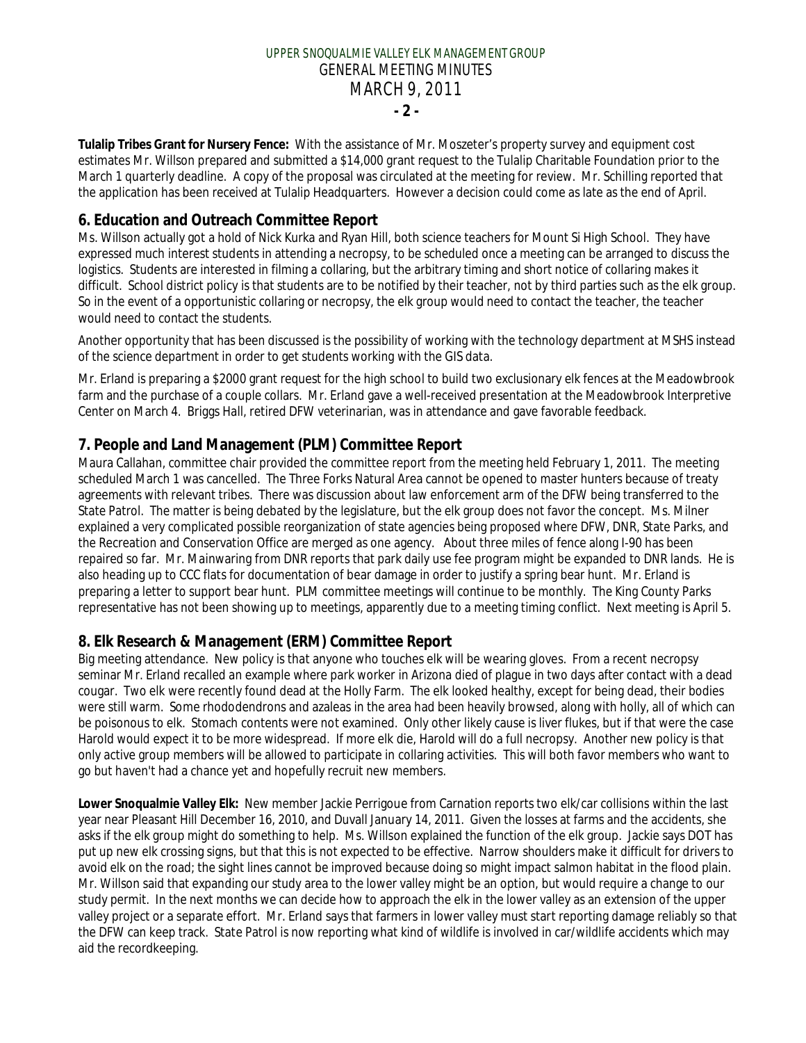**Tulalip Tribes Grant for Nursery Fence:** With the assistance of Mr. Moszeter's property survey and equipment cost estimates Mr. Willson prepared and submitted a $14,000 grant request to the Tulalip Charitable Foundation prior to the March 1 quarterly deadline. A copy of the proposal was circulated at the meeting for review. Mr. Schilling reported that the application has been received at Tulalip Headquarters. However a decision could come as late as the end of April.

## 6. Education and Outreach Committee Report

Ms. Willson actually got a hold of Nick Kurka and Ryan Hill, both science teachers for Mount Si High School. They have expressed much interest students in attending a necropsy, to be scheduled once a meeting can be arranged to discuss the logistics. Students are interested in filming a collaring, but the arbitrary timing and short notice of collaring makes it difficult. School district policy is that students are to be notified by their teacher, not by third parties such as the elk group. So in the event of a opportunistic collaring or necropsy, the elk group would need to contact the teacher, the teacher would need to contact the students.

Another opportunity that has been discussed is the possibility of working with the technology department at MSHS instead of the science department in order to get students working with the GIS data.

Mr. Erland is preparing a $2000 grant request for the high school to build two exclusionary elk fences at the Meadowbrook farm and the purchase of a couple collars. Mr. Erland gave a well-received presentation at the Meadowbrook Interpretive Center on March 4. Briggs Hall, retired DFW veterinarian, was in attendance and gave favorable feedback.

## 7. People and Land Management (PLM) Committee Report

Maura Callahan, committee chair provided the committee report from the meeting held February 1, 2011. The meeting scheduled March 1 was cancelled. The Three Forks Natural Area cannot be opened to master hunters because of treaty agreements with relevant tribes. There was discussion about law enforcement arm of the DFW being transferred to the State Patrol. The matter is being debated by the legislature, but the elk group does not favor the concept. Ms. Milner explained a very complicated possible reorganization of state agencies being proposed where DFW, DNR, State Parks, and the Recreation and Conservation Office are merged as one agency. About three miles of fence along I-90 has been repaired so far. Mr. Mainwaring from DNR reports that park daily use fee program might be expanded to DNR lands. He is also heading up to CCC flats for documentation of bear damage in order to justify a spring bear hunt. Mr. Erland is preparing a letter to support bear hunt. PLM committee meetings will continue to be monthly. The King County Parks representative has not been showing up to meetings, apparently due to a meeting timing conflict. Next meeting is April 5.

## 8. Elk Research & Management (ERM) Committee Report

Big meeting attendance. New policy is that anyone who touches elk will be wearing gloves. From a recent necropsy seminar Mr. Erland recalled an example where park worker in Arizona died of plague in two days after contact with a dead cougar. Two elk were recently found dead at the Holly Farm. The elk looked healthy, except for being dead, their bodies were still warm. Some rhododendrons and azaleas in the area had been heavily browsed, along with holly, all of which can be poisonous to elk. Stomach contents were not examined. Only other likely cause is liver flukes, but if that were the case Harold would expect it to be more widespread. If more elk die, Harold will do a full necropsy. Another new policy is that only active group members will be allowed to participate in collaring activities. This will both favor members who want to go but haven't had a chance yet and hopefully recruit new members.

**Lower Snoqualmie Valley Elk:** New member Jackie Perrigoue from Carnation reports two elk/car collisions within the last year near Pleasant Hill December 16, 2010, and Duvall January 14, 2011. Given the losses at farms and the accidents, she asks if the elk group might do something to help. Ms. Willson explained the function of the elk group. Jackie says DOT has put up new elk crossing signs, but that this is not expected to be effective. Narrow shoulders make it difficult for drivers to avoid elk on the road; the sight lines cannot be improved because doing so might impact salmon habitat in the flood plain. Mr. Willson said that expanding our study area to the lower valley might be an option, but would require a change to our study permit. In the next months we can decide how to approach the elk in the lower valley as an extension of the upper valley project or a separate effort. Mr. Erland says that farmers in lower valley must start reporting damage reliably so that the DFW can keep track. State Patrol is now reporting what kind of wildlife is involved in car/wildlife accidents which may aid the recordkeeping.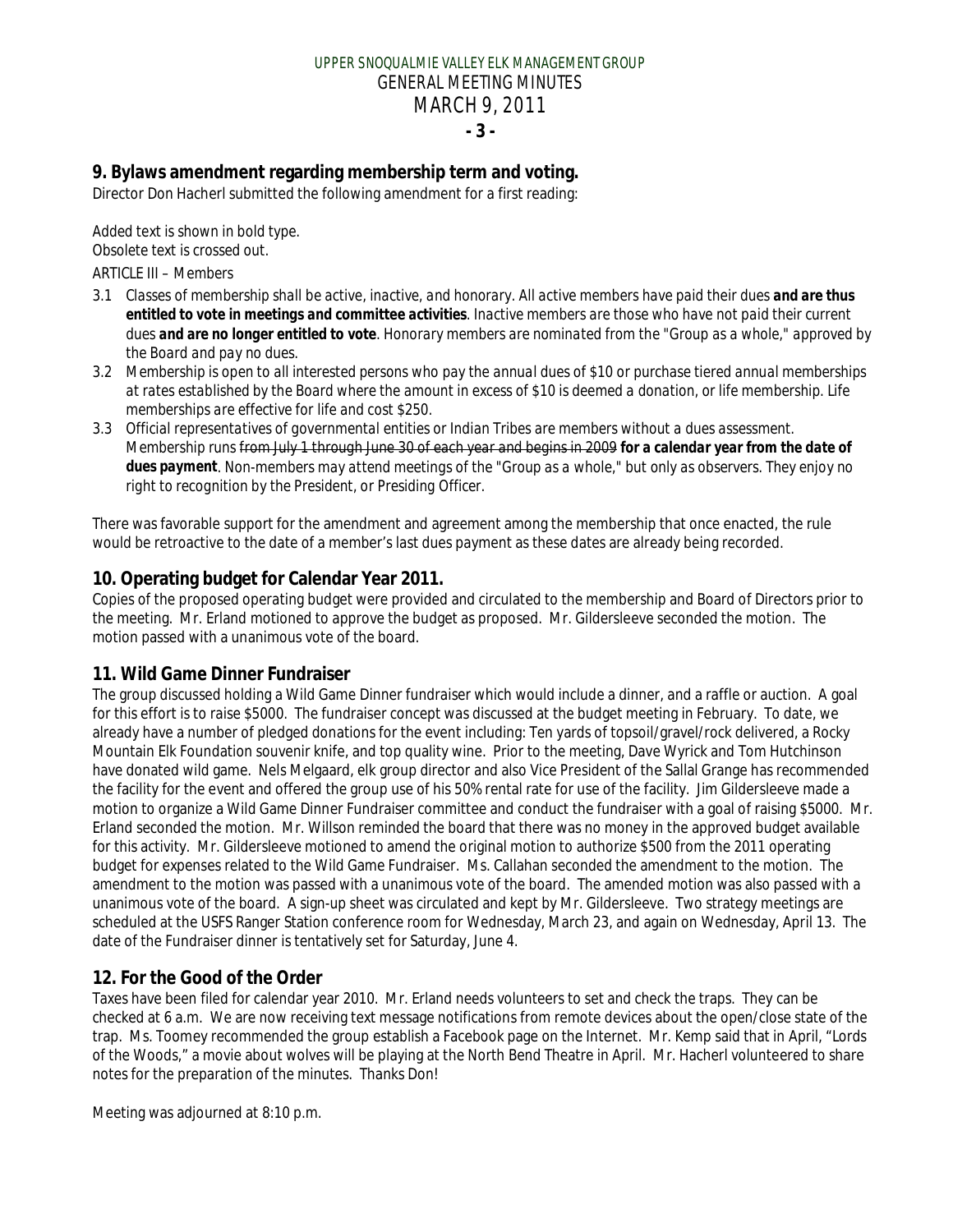## 9. Bylaws amendment regarding membership term and voting.

Director Don Hacherl submitted the following amendment for a first reading:

Added text is shown in bold type.
Obsolete text is crossed out.

ARTICLE III – Members

3.1 *Classes of membership shall be active, inactive, and honorary. All active members have paid their dues* ***and are thus entitled to vote in meetings and committee activities****. Inactive members are those who have not paid their current dues* ***and are no longer entitled to vote****. Honorary members are nominated from the "Group as a whole," approved by the Board and pay no dues.*

3.2 *Membership is open to all interested persons who pay the annual dues of $10 or purchase tiered annual memberships at rates established by the Board where the amount in excess of $10 is deemed a donation, or life membership. Life memberships are effective for life and cost $250.*

3.3 *Official representatives of governmental entities or Indian Tribes are members without a dues assessment. Membership runs* ~~*from July 1 through June 30 of each year and begins in 2009*~~ ***for a calendar year from the date of dues payment****. Non-members may attend meetings of the "Group as a whole," but only as observers. They enjoy no right to recognition by the President, or Presiding Officer.*

There was favorable support for the amendment and agreement among the membership that once enacted, the rule would be retroactive to the date of a member's last dues payment as these dates are already being recorded.

## 10. Operating budget for Calendar Year 2011.

Copies of the proposed operating budget were provided and circulated to the membership and Board of Directors prior to the meeting. Mr. Erland motioned to approve the budget as proposed. Mr. Gildersleeve seconded the motion. The motion passed with a unanimous vote of the board.

## 11. Wild Game Dinner Fundraiser

The group discussed holding a Wild Game Dinner fundraiser which would include a dinner, and a raffle or auction. A goal for this effort is to raise $5000. The fundraiser concept was discussed at the budget meeting in February. To date, we already have a number of pledged donations for the event including: Ten yards of topsoil/gravel/rock delivered, a Rocky Mountain Elk Foundation souvenir knife, and top quality wine. Prior to the meeting, Dave Wyrick and Tom Hutchinson have donated wild game. Nels Melgaard, elk group director and also Vice President of the Sallal Grange has recommended the facility for the event and offered the group use of his 50% rental rate for use of the facility. Jim Gildersleeve made a motion to organize a Wild Game Dinner Fundraiser committee and conduct the fundraiser with a goal of raising $5000. Mr. Erland seconded the motion. Mr. Willson reminded the board that there was no money in the approved budget available for this activity. Mr. Gildersleeve motioned to amend the original motion to authorize $500 from the 2011 operating budget for expenses related to the Wild Game Fundraiser. Ms. Callahan seconded the amendment to the motion. The amendment to the motion was passed with a unanimous vote of the board. The amended motion was also passed with a unanimous vote of the board. A sign-up sheet was circulated and kept by Mr. Gildersleeve. Two strategy meetings are scheduled at the USFS Ranger Station conference room for Wednesday, March 23, and again on Wednesday, April 13. The date of the Fundraiser dinner is tentatively set for Saturday, June 4.

## 12. For the Good of the Order

Taxes have been filed for calendar year 2010. Mr. Erland needs volunteers to set and check the traps. They can be checked at 6 a.m. We are now receiving text message notifications from remote devices about the open/close state of the trap. Ms. Toomey recommended the group establish a Facebook page on the Internet. Mr. Kemp said that in April, "Lords of the Woods," a movie about wolves will be playing at the North Bend Theatre in April. Mr. Hacherl volunteered to share notes for the preparation of the minutes. Thanks Don!

Meeting was adjourned at 8:10 p.m.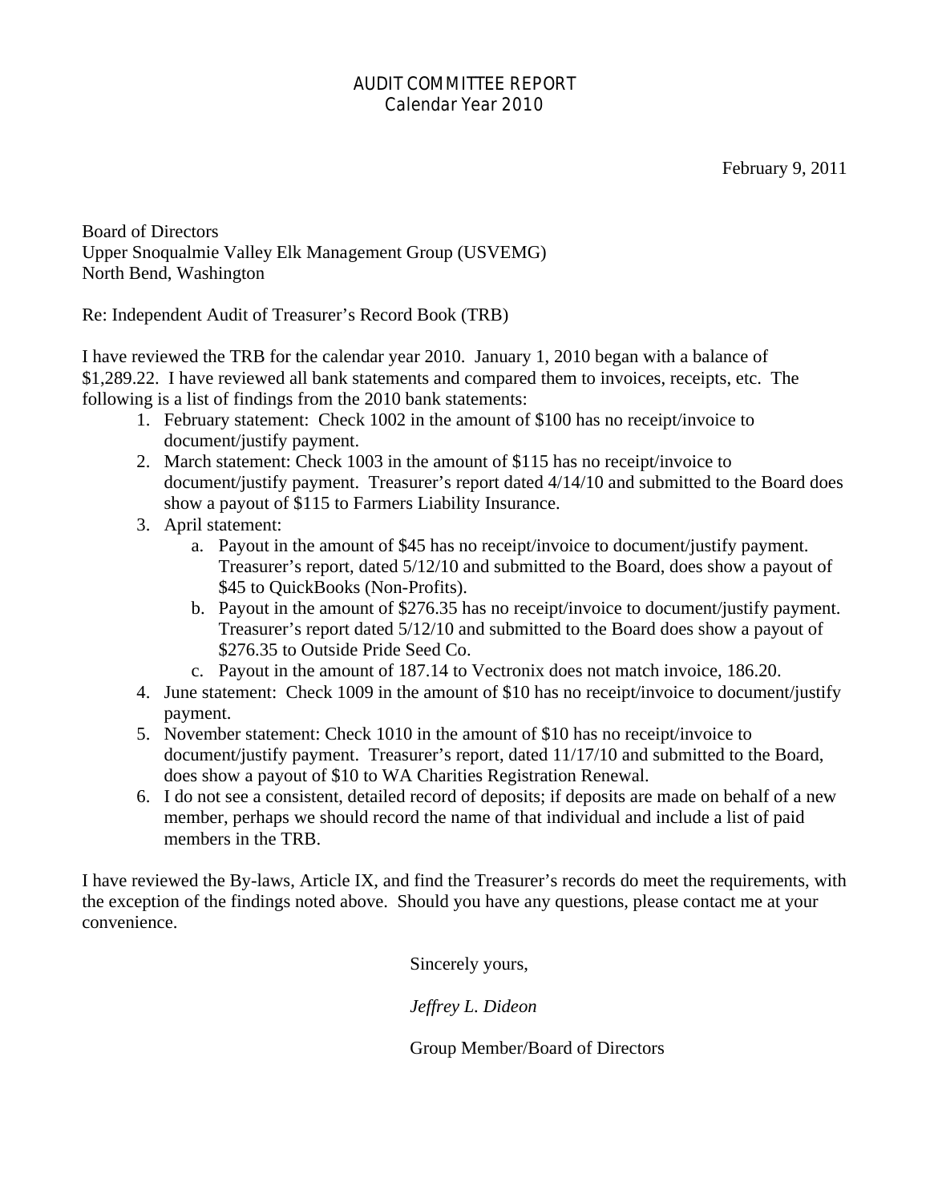# AUDIT COMMITTEE REPORT
## Calendar Year 2010

February 9, 2011

Board of Directors
Upper Snoqualmie Valley Elk Management Group (USVEMG)
North Bend, Washington

Re: Independent Audit of Treasurer's Record Book (TRB)

I have reviewed the TRB for the calendar year 2010. January 1, 2010 began with a balance of $1,289.22. I have reviewed all bank statements and compared them to invoices, receipts, etc. The following is a list of findings from the 2010 bank statements:

1. February statement: Check 1002 in the amount of $100 has no receipt/invoice to document/justify payment.
2. March statement: Check 1003 in the amount of $115 has no receipt/invoice to document/justify payment. Treasurer's report dated 4/14/10 and submitted to the Board does show a payout of $115 to Farmers Liability Insurance.
3. April statement:
   a. Payout in the amount of $45 has no receipt/invoice to document/justify payment. Treasurer's report, dated 5/12/10 and submitted to the Board, does show a payout of $45 to QuickBooks (Non-Profits).
   b. Payout in the amount of $276.35 has no receipt/invoice to document/justify payment. Treasurer's report dated 5/12/10 and submitted to the Board does show a payout of $276.35 to Outside Pride Seed Co.
   c. Payout in the amount of 187.14 to Vectronix does not match invoice, 186.20.
4. June statement: Check 1009 in the amount of $10 has no receipt/invoice to document/justify payment.
5. November statement: Check 1010 in the amount of $10 has no receipt/invoice to document/justify payment. Treasurer's report, dated 11/17/10 and submitted to the Board, does show a payout of $10 to WA Charities Registration Renewal.
6. I do not see a consistent, detailed record of deposits; if deposits are made on behalf of a new member, perhaps we should record the name of that individual and include a list of paid members in the TRB.

I have reviewed the By-laws, Article IX, and find the Treasurer's records do meet the requirements, with the exception of the findings noted above. Should you have any questions, please contact me at your convenience.

Sincerely yours,

*Jeffrey L. Dideon*

Group Member/Board of Directors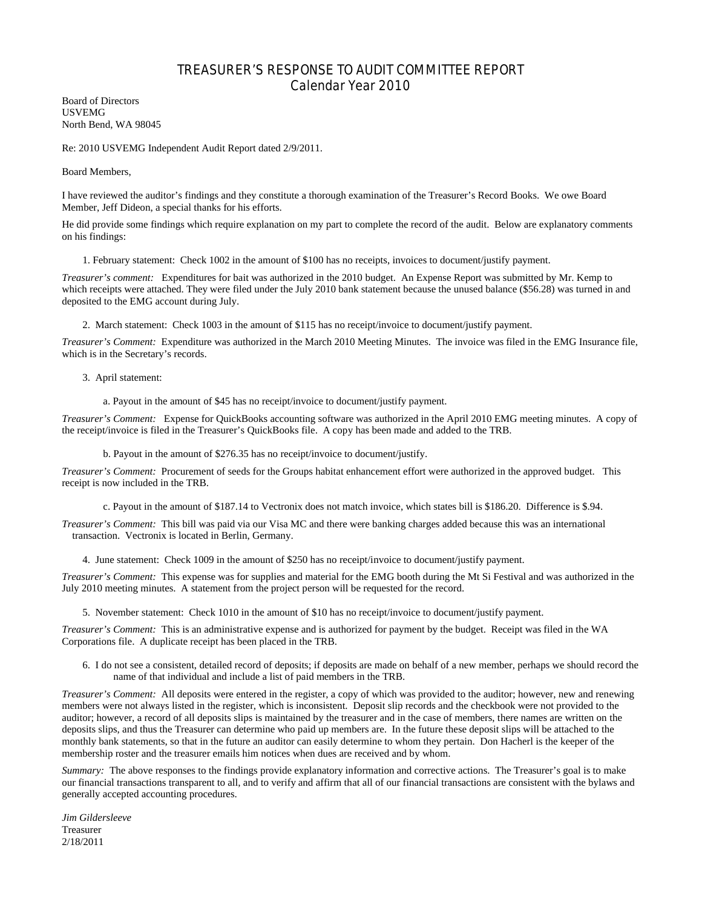# TREASURER'S RESPONSE TO AUDIT COMMITTEE REPORT
## Calendar Year 2010

Board of Directors
USVEMG
North Bend, WA 98045

Re: 2010 USVEMG Independent Audit Report dated 2/9/2011.

Board Members,

I have reviewed the auditor's findings and they constitute a thorough examination of the Treasurer's Record Books. We owe Board Member, Jeff Dideon, a special thanks for his efforts.

He did provide some findings which require explanation on my part to complete the record of the audit. Below are explanatory comments on his findings:

1. February statement: Check 1002 in the amount of $100 has no receipts, invoices to document/justify payment.

*Treasurer's comment:* Expenditures for bait was authorized in the 2010 budget. An Expense Report was submitted by Mr. Kemp to which receipts were attached. They were filed under the July 2010 bank statement because the unused balance ($56.28) was turned in and deposited to the EMG account during July.

2. March statement: Check 1003 in the amount of $115 has no receipt/invoice to document/justify payment.

*Treasurer's Comment:* Expenditure was authorized in the March 2010 Meeting Minutes. The invoice was filed in the EMG Insurance file, which is in the Secretary's records.

3. April statement:

   a. Payout in the amount of $45 has no receipt/invoice to document/justify payment.

*Treasurer's Comment:* Expense for QuickBooks accounting software was authorized in the April 2010 EMG meeting minutes. A copy of the receipt/invoice is filed in the Treasurer's QuickBooks file. A copy has been made and added to the TRB.

   b. Payout in the amount of $276.35 has no receipt/invoice to document/justify.

*Treasurer's Comment:* Procurement of seeds for the Groups habitat enhancement effort were authorized in the approved budget. This receipt is now included in the TRB.

   c. Payout in the amount of $187.14 to Vectronix does not match invoice, which states bill is $186.20. Difference is $.94.

*Treasurer's Comment:* This bill was paid via our Visa MC and there were banking charges added because this was an international transaction. Vectronix is located in Berlin, Germany.

4. June statement: Check 1009 in the amount of $250 has no receipt/invoice to document/justify payment.

*Treasurer's Comment:* This expense was for supplies and material for the EMG booth during the Mt Si Festival and was authorized in the July 2010 meeting minutes. A statement from the project person will be requested for the record.

5. November statement: Check 1010 in the amount of $10 has no receipt/invoice to document/justify payment.

*Treasurer's Comment:* This is an administrative expense and is authorized for payment by the budget. Receipt was filed in the WA Corporations file. A duplicate receipt has been placed in the TRB.

6. I do not see a consistent, detailed record of deposits; if deposits are made on behalf of a new member, perhaps we should record the name of that individual and include a list of paid members in the TRB.

*Treasurer's Comment:* All deposits were entered in the register, a copy of which was provided to the auditor; however, new and renewing members were not always listed in the register, which is inconsistent. Deposit slip records and the checkbook were not provided to the auditor; however, a record of all deposits slips is maintained by the treasurer and in the case of members, there names are written on the deposits slips, and thus the Treasurer can determine who paid up members are. In the future these deposit slips will be attached to the monthly bank statements, so that in the future an auditor can easily determine to whom they pertain. Don Hacherl is the keeper of the membership roster and the treasurer emails him notices when dues are received and by whom.

*Summary:* The above responses to the findings provide explanatory information and corrective actions. The Treasurer's goal is to make our financial transactions transparent to all, and to verify and affirm that all of our financial transactions are consistent with the bylaws and generally accepted accounting procedures.

*Jim Gildersleeve*
Treasurer
2/18/2011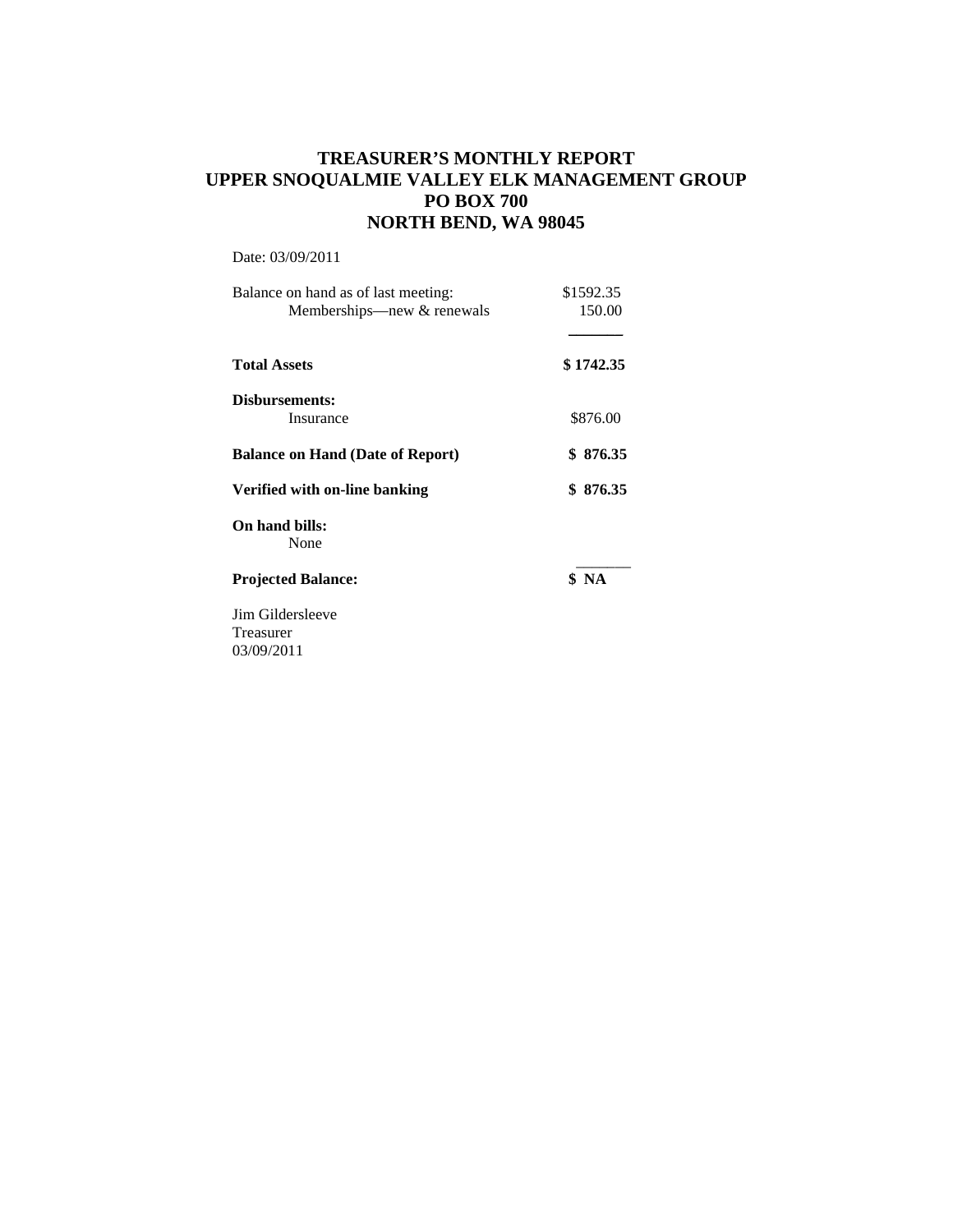# TREASURER'S MONTHLY REPORT
# UPPER SNOQUALMIE VALLEY ELK MANAGEMENT GROUP
# PO BOX 700
# NORTH BEND, WA 98045

Date: 03/09/2011

| | |
|---|---|
| Balance on hand as of last meeting: | $1592.35 |
| Memberships—new & renewals | 150.00 |
| **Total Assets** | **$ 1742.35** |
| **Disbursements:** | |
| Insurance | $876.00 |
| **Balance on Hand (Date of Report)** | **$ 876.35** |
| **Verified with on-line banking** | **$ 876.35** |
| **On hand bills:** | |
| None | |
| **Projected Balance:** | **$ NA** |

Jim Gildersleeve
Treasurer
03/09/2011